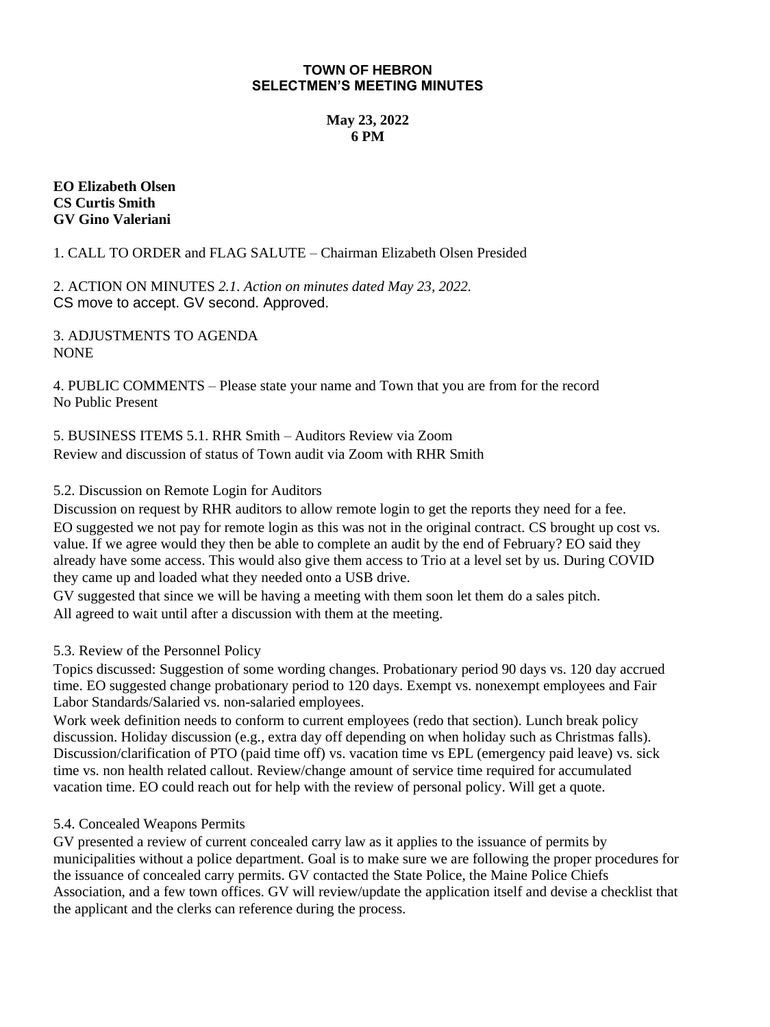**TOWN OF HEBRON**
**SELECTMEN'S MEETING MINUTES**

**May 23, 2022**
**6 PM**

**EO Elizabeth Olsen**
**CS Curtis Smith**
**GV Gino Valeriani**

1. CALL TO ORDER and FLAG SALUTE – Chairman Elizabeth Olsen Presided

2. ACTION ON MINUTES *2.1. Action on minutes dated May 23, 2022.*
CS move to accept. GV second. Approved.

3. ADJUSTMENTS TO AGENDA
NONE

4. PUBLIC COMMENTS – Please state your name and Town that you are from for the record
No Public Present

5. BUSINESS ITEMS 5.1. RHR Smith – Auditors Review via Zoom
Review and discussion of status of Town audit via Zoom with RHR Smith

5.2. Discussion on Remote Login for Auditors
Discussion on request by RHR auditors to allow remote login to get the reports they need for a fee.
EO suggested we not pay for remote login as this was not in the original contract. CS brought up cost vs. value. If we agree would they then be able to complete an audit by the end of February? EO said they already have some access. This would also give them access to Trio at a level set by us. During COVID they came up and loaded what they needed onto a USB drive.
GV suggested that since we will be having a meeting with them soon let them do a sales pitch.
All agreed to wait until after a discussion with them at the meeting.

5.3. Review of the Personnel Policy
Topics discussed: Suggestion of some wording changes. Probationary period 90 days vs. 120 day accrued time. EO suggested change probationary period to 120 days. Exempt vs. nonexempt employees and Fair Labor Standards/Salaried vs. non-salaried employees.
Work week definition needs to conform to current employees (redo that section). Lunch break policy discussion. Holiday discussion (e.g., extra day off depending on when holiday such as Christmas falls). Discussion/clarification of PTO (paid time off) vs. vacation time vs EPL (emergency paid leave) vs. sick time vs. non health related callout. Review/change amount of service time required for accumulated vacation time. EO could reach out for help with the review of personal policy. Will get a quote.

5.4. Concealed Weapons Permits
GV presented a review of current concealed carry law as it applies to the issuance of permits by municipalities without a police department. Goal is to make sure we are following the proper procedures for the issuance of concealed carry permits. GV contacted the State Police, the Maine Police Chiefs Association, and a few town offices. GV will review/update the application itself and devise a checklist that the applicant and the clerks can reference during the process.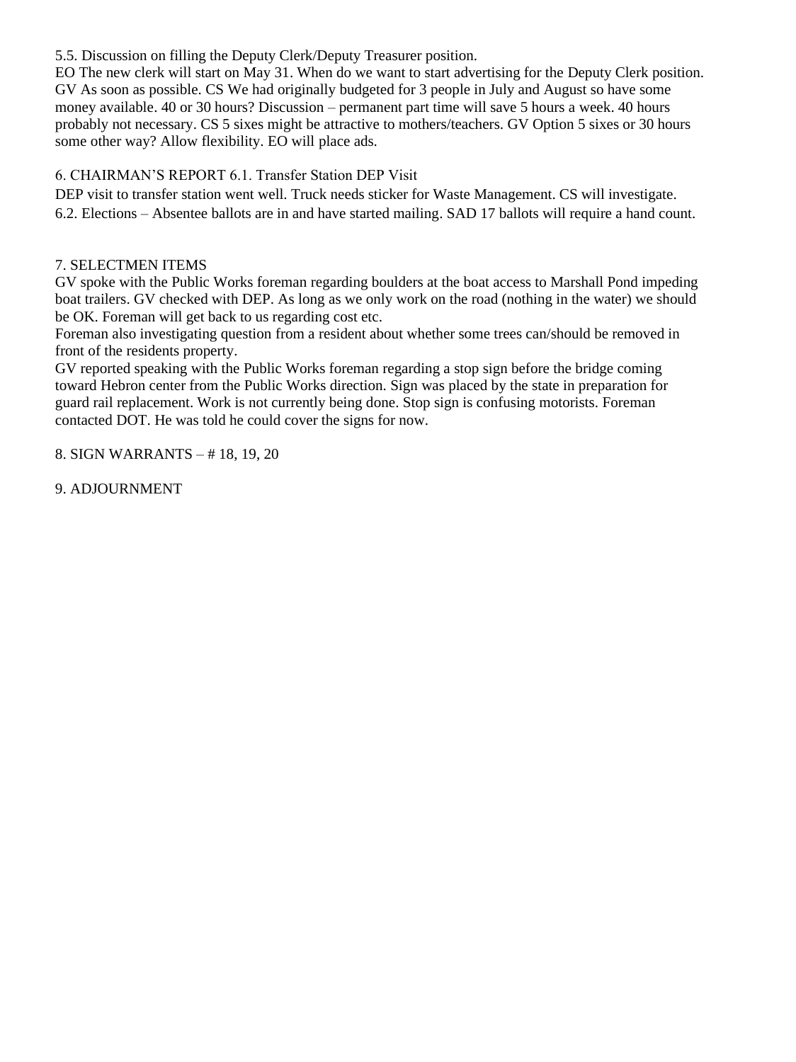5.5. Discussion on filling the Deputy Clerk/Deputy Treasurer position.
EO The new clerk will start on May 31. When do we want to start advertising for the Deputy Clerk position. GV As soon as possible. CS We had originally budgeted for 3 people in July and August so have some money available. 40 or 30 hours? Discussion – permanent part time will save 5 hours a week. 40 hours probably not necessary. CS 5 sixes might be attractive to mothers/teachers. GV Option 5 sixes or 30 hours some other way? Allow flexibility. EO will place ads.

6. CHAIRMAN'S REPORT 6.1. Transfer Station DEP Visit
DEP visit to transfer station went well. Truck needs sticker for Waste Management. CS will investigate.
6.2. Elections – Absentee ballots are in and have started mailing. SAD 17 ballots will require a hand count.

7. SELECTMEN ITEMS
GV spoke with the Public Works foreman regarding boulders at the boat access to Marshall Pond impeding boat trailers. GV checked with DEP. As long as we only work on the road (nothing in the water) we should be OK. Foreman will get back to us regarding cost etc.
Foreman also investigating question from a resident about whether some trees can/should be removed in front of the residents property.
GV reported speaking with the Public Works foreman regarding a stop sign before the bridge coming toward Hebron center from the Public Works direction. Sign was placed by the state in preparation for guard rail replacement. Work is not currently being done. Stop sign is confusing motorists. Foreman contacted DOT. He was told he could cover the signs for now.

8. SIGN WARRANTS – # 18, 19, 20

9. ADJOURNMENT